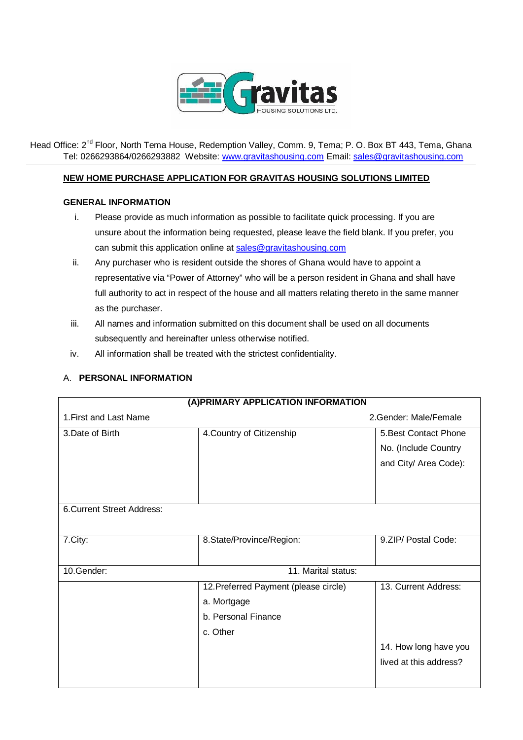Gravitas HOUSING SOLUTIONS LTD.

Head Office: 2nd Floor, North Tema House, Redemption Valley, Comm. 9, Tema; P. O. Box BT 443, Tema, Ghana
Tel: 0266293864/0266293882 Website: www.gravitashousing.com Email: sales@gravitashousing.com

## NEW HOME PURCHASE APPLICATION FOR GRAVITAS HOUSING SOLUTIONS LIMITED

### GENERAL INFORMATION

i. Please provide as much information as possible to facilitate quick processing. If you are unsure about the information being requested, please leave the field blank. If you prefer, you can submit this application online at sales@gravitashousing.com

ii. Any purchaser who is resident outside the shores of Ghana would have to appoint a representative via "Power of Attorney" who will be a person resident in Ghana and shall have full authority to act in respect of the house and all matters relating thereto in the same manner as the purchaser.

iii. All names and information submitted on this document shall be used on all documents subsequently and hereinafter unless otherwise notified.

iv. All information shall be treated with the strictest confidentiality.

A. **PERSONAL INFORMATION**

| (A)PRIMARY APPLICATION INFORMATION | | |
|---|---|---|
| 1.First and Last Name | | 2.Gender: Male/Female |
| 3.Date of Birth | 4.Country of Citizenship | 5.Best Contact Phone No. (Include Country and City/ Area Code): |
| 6.Current Street Address: | | |
| 7.City: | 8.State/Province/Region: | 9.ZIP/ Postal Code: |
| 10.Gender: | 11. Marital status: | |
| | 12.Preferred Payment (please circle)<br>a. Mortgage<br>b. Personal Finance<br>c. Other | 13. Current Address:<br><br>14. How long have you lived at this address? |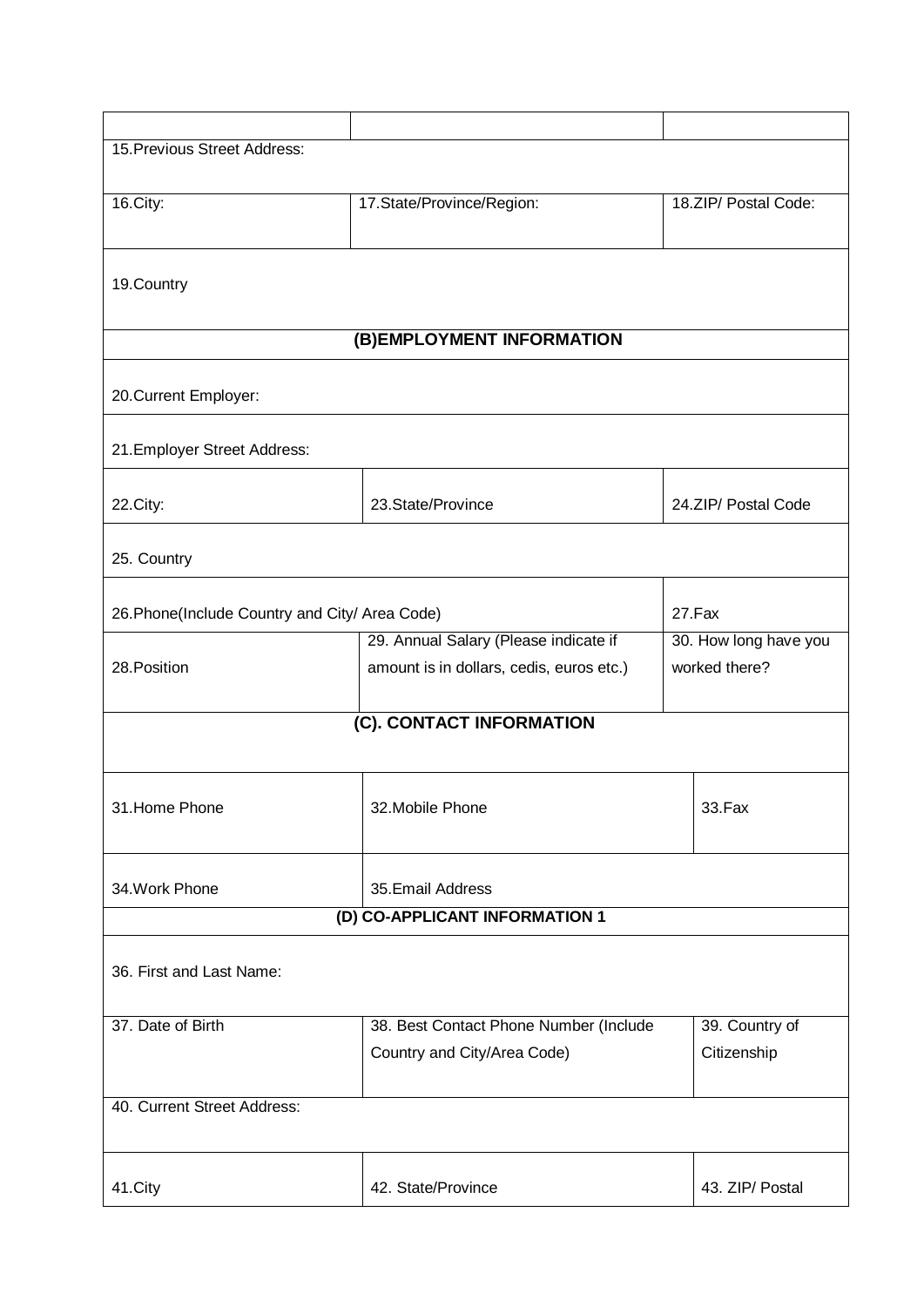| | | |
|---|---|---|
| | | |
| 15.Previous Street Address: | | |
| 16.City: | 17.State/Province/Region: | 18.ZIP/ Postal Code: |
| 19.Country | | |
| **(B)EMPLOYMENT INFORMATION** | | |
| 20.Current Employer: | | |
| 21.Employer Street Address: | | |
| 22.City: | 23.State/Province | 24.ZIP/ Postal Code |
| 25. Country | | |
| 26.Phone(Include Country and City/ Area Code) | | 27.Fax |
| 28.Position | 29. Annual Salary (Please indicate if amount is in dollars, cedis, euros etc.) | 30. How long have you worked there? |
| **(C). CONTACT INFORMATION** | | |
| 31.Home Phone | 32.Mobile Phone | 33.Fax |
| 34.Work Phone | 35.Email Address | |
| **(D) CO-APPLICANT INFORMATION 1** | | |
| 36. First and Last Name: | | |
| 37. Date of Birth | 38. Best Contact Phone Number (Include Country and City/Area Code) | 39. Country of Citizenship |
| 40. Current Street Address: | | |
| 41.City | 42. State/Province | 43. ZIP/ Postal |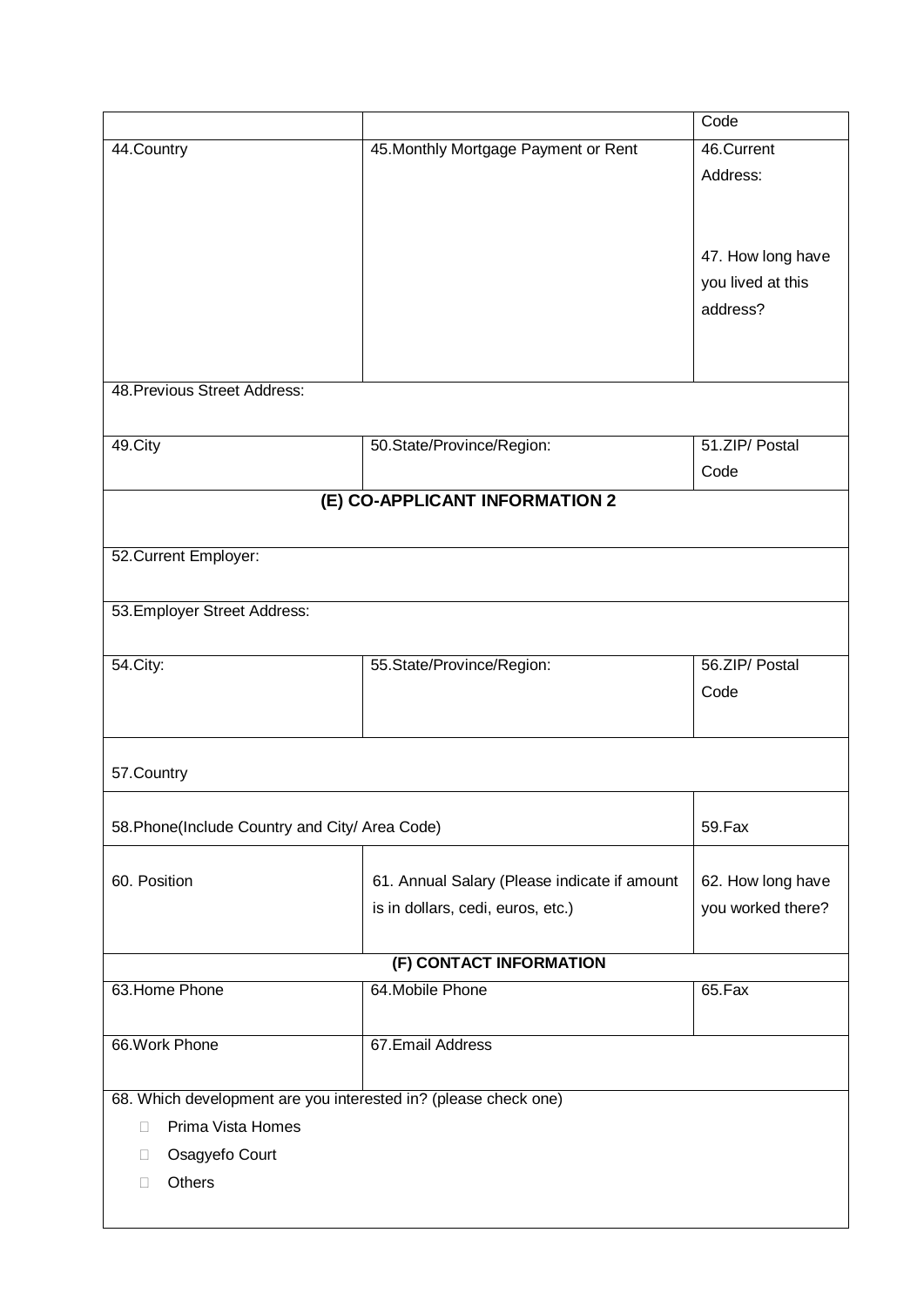| | | Code |
|---|---|---|
| 44.Country | 45.Monthly Mortgage Payment or Rent | 46.Current Address:<br><br>47. How long have you lived at this address? |
| 48.Previous Street Address: | | |
| 49.City | 50.State/Province/Region: | 51.ZIP/ Postal Code |

## (E) CO-APPLICANT INFORMATION 2

| | | |
|---|---|---|
| 52.Current Employer: | | |
| 53.Employer Street Address: | | |
| 54.City: | 55.State/Province/Region: | 56.ZIP/ Postal Code |
| 57.Country | | |
| 58.Phone(Include Country and City/ Area Code) | | 59.Fax |
| 60. Position | 61. Annual Salary (Please indicate if amount is in dollars, cedi, euros, etc.) | 62. How long have you worked there? |

## (F) CONTACT INFORMATION

| | | |
|---|---|---|
| 63.Home Phone | 64.Mobile Phone | 65.Fax |
| 66.Work Phone | 67.Email Address | |

68. Which development are you interested in? (please check one)

- ☐ Prima Vista Homes
- ☐ Osagyefo Court
- ☐ Others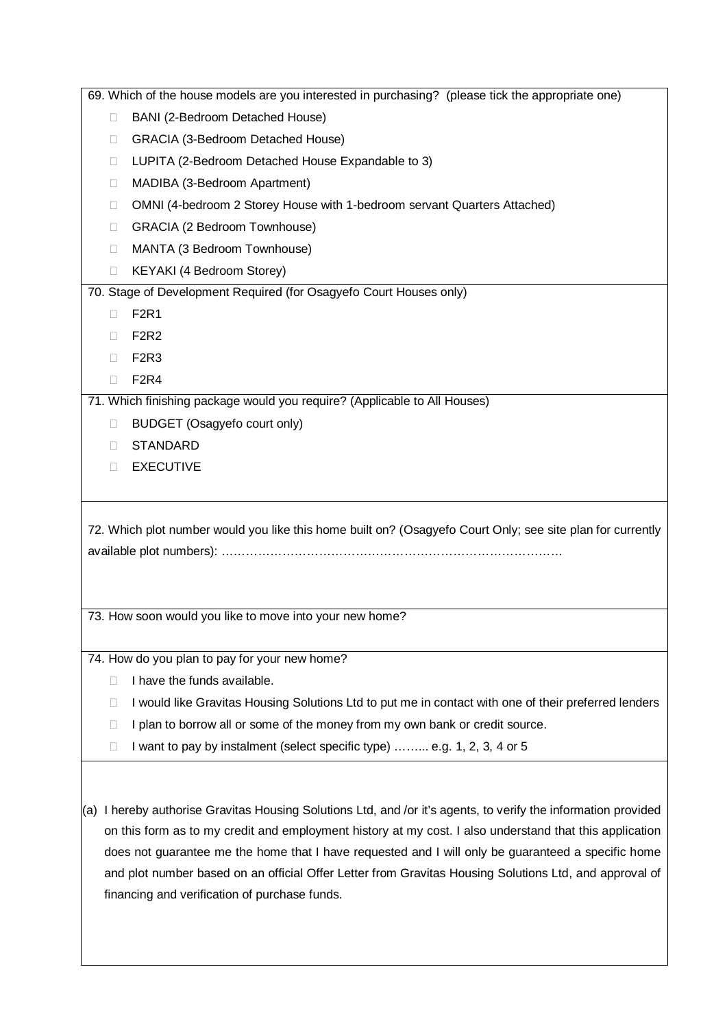69. Which of the house models are you interested in purchasing? (please tick the appropriate one)

- ☐ BANI (2-Bedroom Detached House)
- ☐ GRACIA (3-Bedroom Detached House)
- ☐ LUPITA (2-Bedroom Detached House Expandable to 3)
- ☐ MADIBA (3-Bedroom Apartment)
- ☐ OMNI (4-bedroom 2 Storey House with 1-bedroom servant Quarters Attached)
- ☐ GRACIA (2 Bedroom Townhouse)
- ☐ MANTA (3 Bedroom Townhouse)
- ☐ KEYAKI (4 Bedroom Storey)

70. Stage of Development Required (for Osagyefo Court Houses only)

- ☐ F2R1
- ☐ F2R2
- ☐ F2R3
- ☐ F2R4

71. Which finishing package would you require? (Applicable to All Houses)

- ☐ BUDGET (Osagyefo court only)
- ☐ STANDARD
- ☐ EXECUTIVE

72. Which plot number would you like this home built on? (Osagyefo Court Only; see site plan for currently available plot numbers): ………………………………………………………………………….

73. How soon would you like to move into your new home?

74. How do you plan to pay for your new home?

- ☐ I have the funds available.
- ☐ I would like Gravitas Housing Solutions Ltd to put me in contact with one of their preferred lenders
- ☐ I plan to borrow all or some of the money from my own bank or credit source.
- ☐ I want to pay by instalment (select specific type) ……... e.g. 1, 2, 3, 4 or 5

(a) I hereby authorise Gravitas Housing Solutions Ltd, and /or it's agents, to verify the information provided on this form as to my credit and employment history at my cost. I also understand that this application does not guarantee me the home that I have requested and I will only be guaranteed a specific home and plot number based on an official Offer Letter from Gravitas Housing Solutions Ltd, and approval of financing and verification of purchase funds.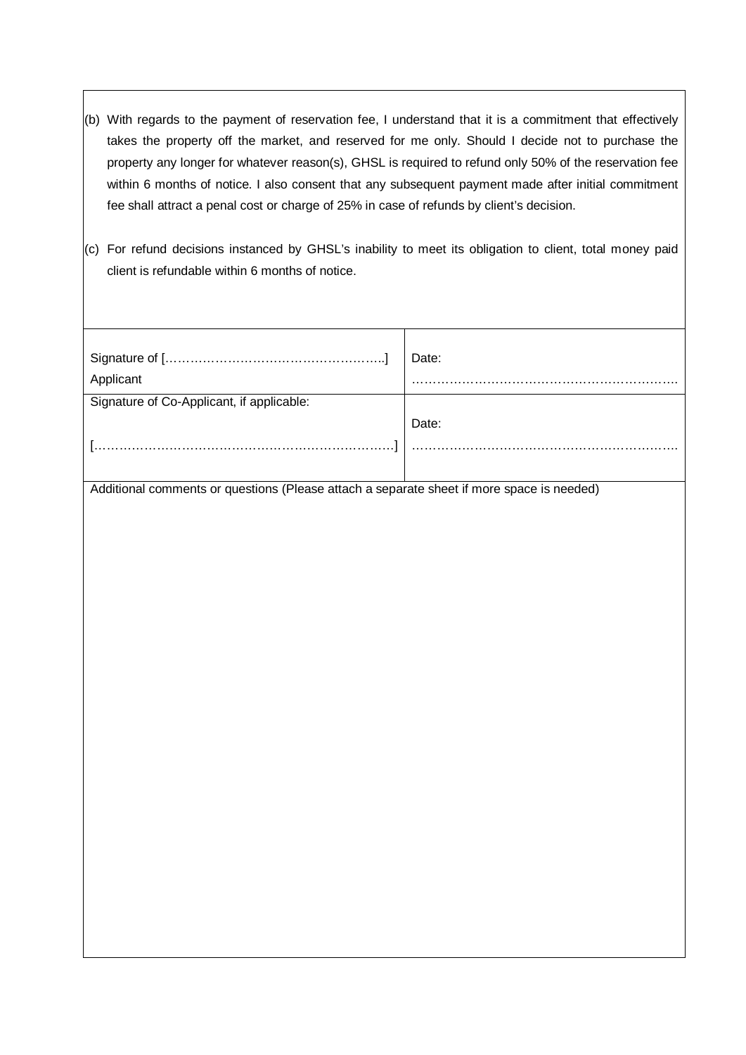(b) With regards to the payment of reservation fee, I understand that it is a commitment that effectively takes the property off the market, and reserved for me only. Should I decide not to purchase the property any longer for whatever reason(s), GHSL is required to refund only 50% of the reservation fee within 6 months of notice. I also consent that any subsequent payment made after initial commitment fee shall attract a penal cost or charge of 25% in case of refunds by client's decision.

(c) For refund decisions instanced by GHSL's inability to meet its obligation to client, total money paid client is refundable within 6 months of notice.

| | |
|---|---|
| Signature of [……………………………………………..] Applicant | Date: ……………………………………………………… |
| Signature of Co-Applicant, if applicable: […………………………………………………………….] | Date: ……………………………………………………… |

Additional comments or questions (Please attach a separate sheet if more space is needed)